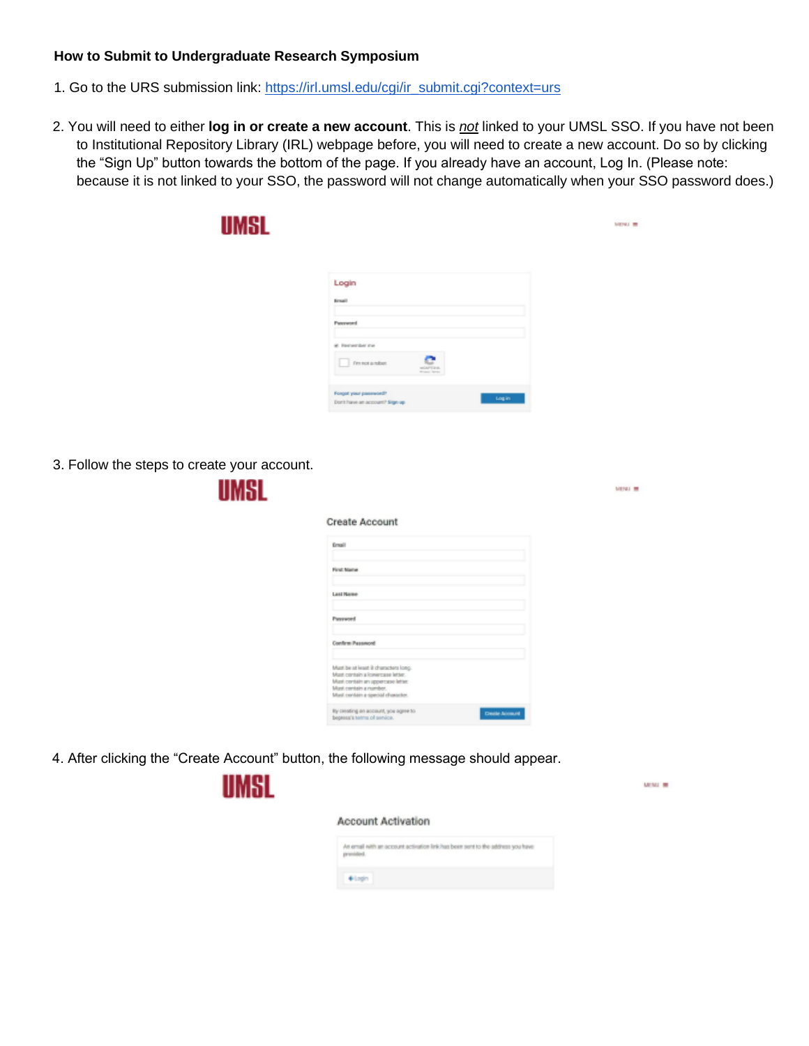**How to Submit to Undergraduate Research Symposium**

1. Go to the URS submission link: [https://irl.umsl.edu/cgi/ir_submit.cgi?context=urs](https://irl.umsl.edu/cgi/ir_submit.cgi?context=urs)

2. You will need to either **log in or create a new account**. This is *not* linked to your UMSL SSO. If you have not been to Institutional Repository Library (IRL) webpage before, you will need to create a new account. Do so by clicking the "Sign Up" button towards the bottom of the page. If you already have an account, Log In. (Please note: because it is not linked to your SSO, the password will not change automatically when your SSO password does.)

3. Follow the steps to create your account.

4. After clicking the "Create Account" button, the following message should appear.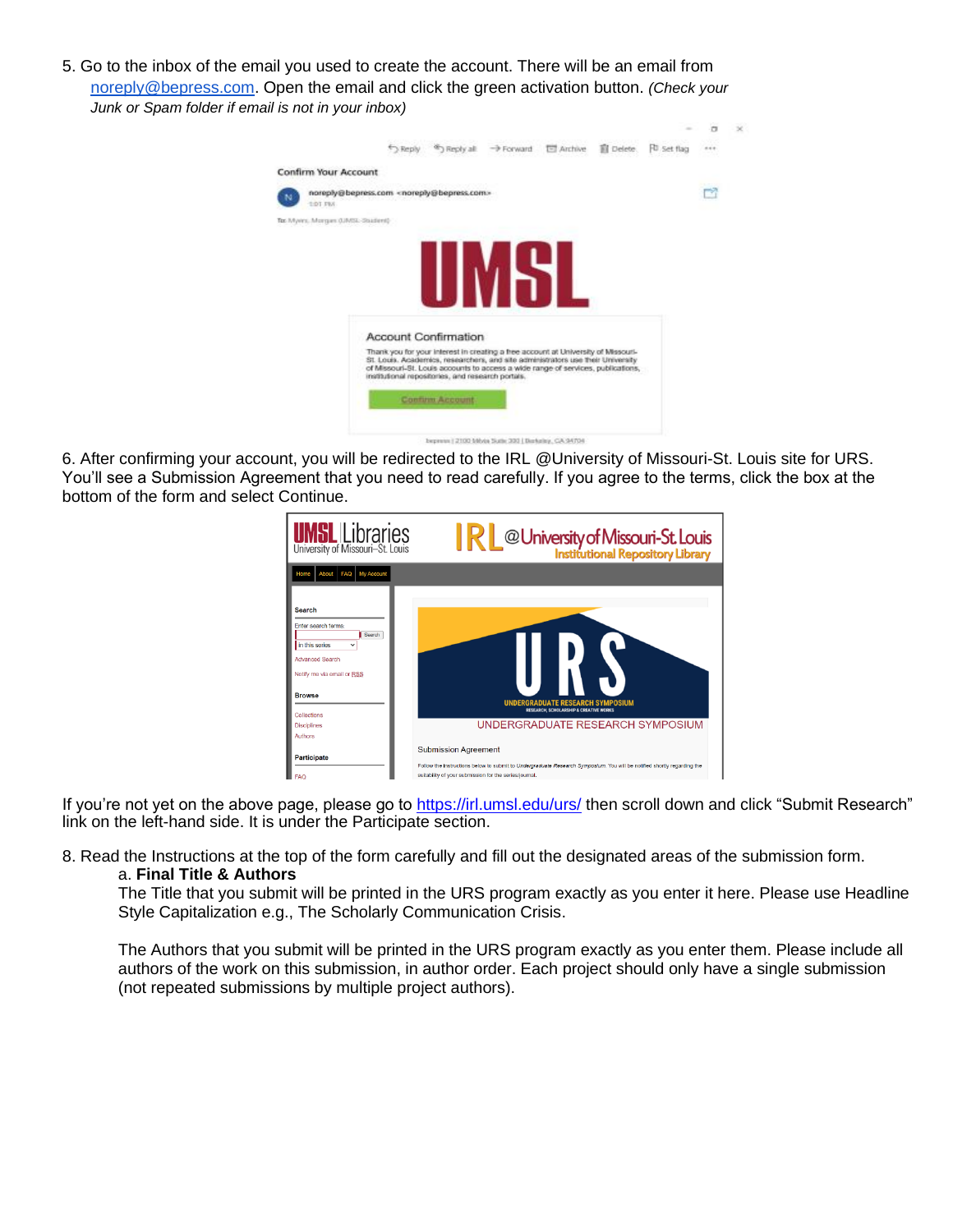5. Go to the inbox of the email you used to create the account. There will be an email from noreply@bepress.com. Open the email and click the green activation button. *(Check your Junk or Spam folder if email is not in your inbox)*

6. After confirming your account, you will be redirected to the IRL @University of Missouri-St. Louis site for URS. You'll see a Submission Agreement that you need to read carefully. If you agree to the terms, click the box at the bottom of the form and select Continue.

If you're not yet on the above page, please go to https://irl.umsl.edu/urs/ then scroll down and click "Submit Research" link on the left-hand side. It is under the Participate section.

8. Read the Instructions at the top of the form carefully and fill out the designated areas of the submission form.

   a. **Final Title & Authors**

   The Title that you submit will be printed in the URS program exactly as you enter it here. Please use Headline Style Capitalization e.g., The Scholarly Communication Crisis.

   The Authors that you submit will be printed in the URS program exactly as you enter them. Please include all authors of the work on this submission, in author order. Each project should only have a single submission (not repeated submissions by multiple project authors).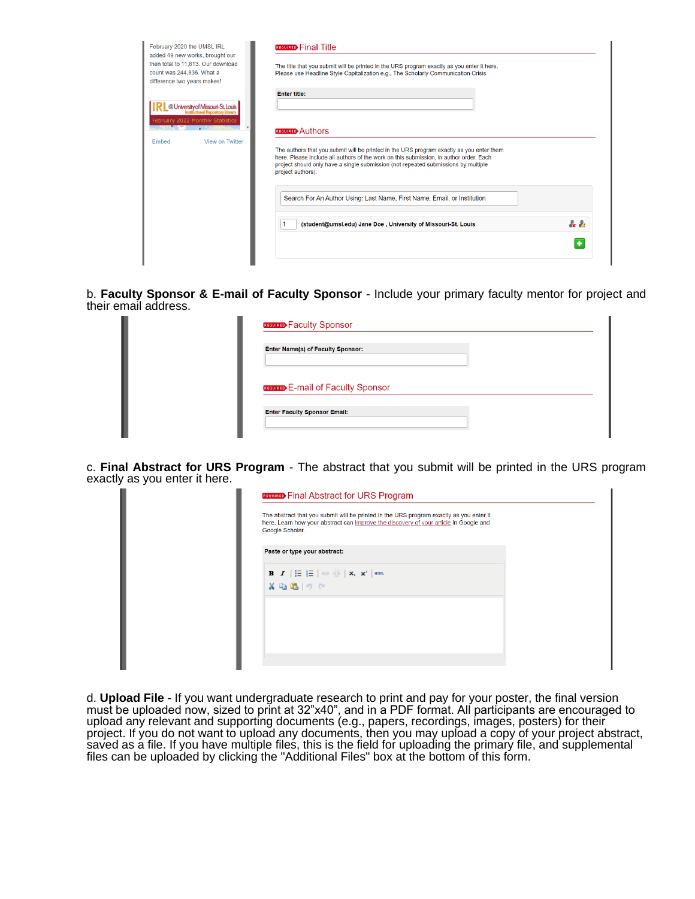February 2020 the UMSL IRL added 49 new works, brought our then total to 11,813. Our download count was 244,836. What a difference two years makes!

IRL @University of Missouri-St. Louis Institutional Repository Library

February 2022 Monthly Statistics

Embed View on Twitter

REQUIRED Final Title

The title that you submit will be printed in the URS program exactly as you enter it here. Please use Headline Style Capitalization e.g., The Scholarly Communication Crisis

Enter title:

REQUIRED Authors

The authors that you submit will be printed in the URS program exactly as you enter them here. Please include all authors of the work on this submission, in author order. Each project should only have a single submission (not repeated submissions by multiple project authors).

Search For An Author Using: Last Name, First Name, Email, or Institution

1 (student@umsl.edu) Jane Doe , University of Missouri-St. Louis

b. **Faculty Sponsor & E-mail of Faculty Sponsor** - Include your primary faculty mentor for project and their email address.

REQUIRED Faculty Sponsor

Enter Name(s) of Faculty Sponsor:

REQUIRED E-mail of Faculty Sponsor

Enter Faculty Sponsor Email:

c. **Final Abstract for URS Program** - The abstract that you submit will be printed in the URS program exactly as you enter it here.

REQUIRED Final Abstract for URS Program

The abstract that you submit will be printed in the URS program exactly as you enter it here. Learn how your abstract can improve the discovery of your article in Google and Google Scholar.

Paste or type your abstract:

d. **Upload File** - If you want undergraduate research to print and pay for your poster, the final version must be uploaded now, sized to print at 32"x40", and in a PDF format. All participants are encouraged to upload any relevant and supporting documents (e.g., papers, recordings, images, posters) for their project. If you do not want to upload any documents, then you may upload a copy of your project abstract, saved as a file. If you have multiple files, this is the field for uploading the primary file, and supplemental files can be uploaded by clicking the "Additional Files" box at the bottom of this form.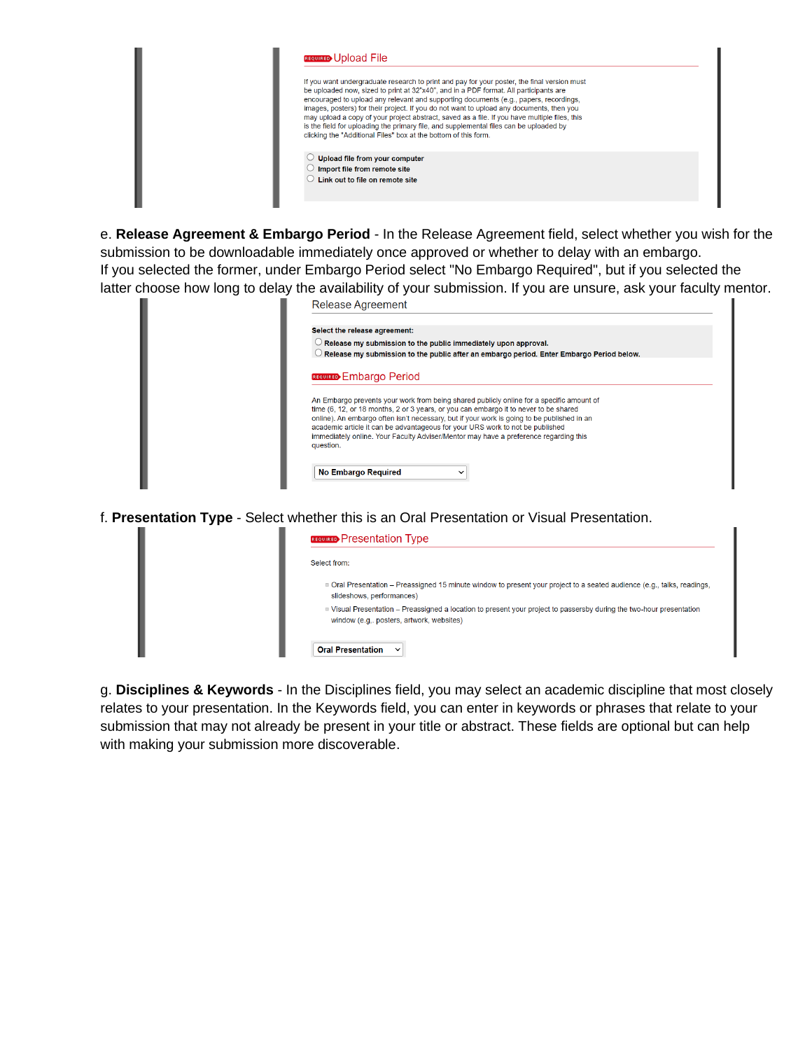REQUIRED Upload File

If you want undergraduate research to print and pay for your poster, the final version must be uploaded now, sized to print at 32"x40", and in a PDF format. All participants are encouraged to upload any relevant and supporting documents (e.g., papers, recordings, images, posters) for their project. If you do not want to upload any documents, then you may upload a copy of your project abstract, saved as a file. If you have multiple files, this is the field for uploading the primary file, and supplemental files can be uploaded by clicking the "Additional Files" box at the bottom of this form.

- Upload file from your computer
- Import file from remote site
- Link out to file on remote site

e. **Release Agreement & Embargo Period** - In the Release Agreement field, select whether you wish for the submission to be downloadable immediately once approved or whether to delay with an embargo. If you selected the former, under Embargo Period select "No Embargo Required", but if you selected the latter choose how long to delay the availability of your submission. If you are unsure, ask your faculty mentor.

Release Agreement

Select the release agreement:

- Release my submission to the public immediately upon approval.
- Release my submission to the public after an embargo period. Enter Embargo Period below.

REQUIRED Embargo Period

An Embargo prevents your work from being shared publicly online for a specific amount of time (6, 12, or 18 months, 2 or 3 years, or you can embargo it to never to be shared online). An embargo often isn't necessary, but if your work is going to be published in an academic article it can be advantageous for your URS work to not be published immediately online. Your Faculty Adviser/Mentor may have a preference regarding this question.

No Embargo Required

f. **Presentation Type** - Select whether this is an Oral Presentation or Visual Presentation.

REQUIRED Presentation Type

Select from:

- Oral Presentation – Preassigned 15 minute window to present your project to a seated audience (e.g., talks, readings, slideshows, performances)
- Visual Presentation – Preassigned a location to present your project to passersby during the two-hour presentation window (e.g., posters, artwork, websites)

Oral Presentation

g. **Disciplines & Keywords** - In the Disciplines field, you may select an academic discipline that most closely relates to your presentation. In the Keywords field, you can enter in keywords or phrases that relate to your submission that may not already be present in your title or abstract. These fields are optional but can help with making your submission more discoverable.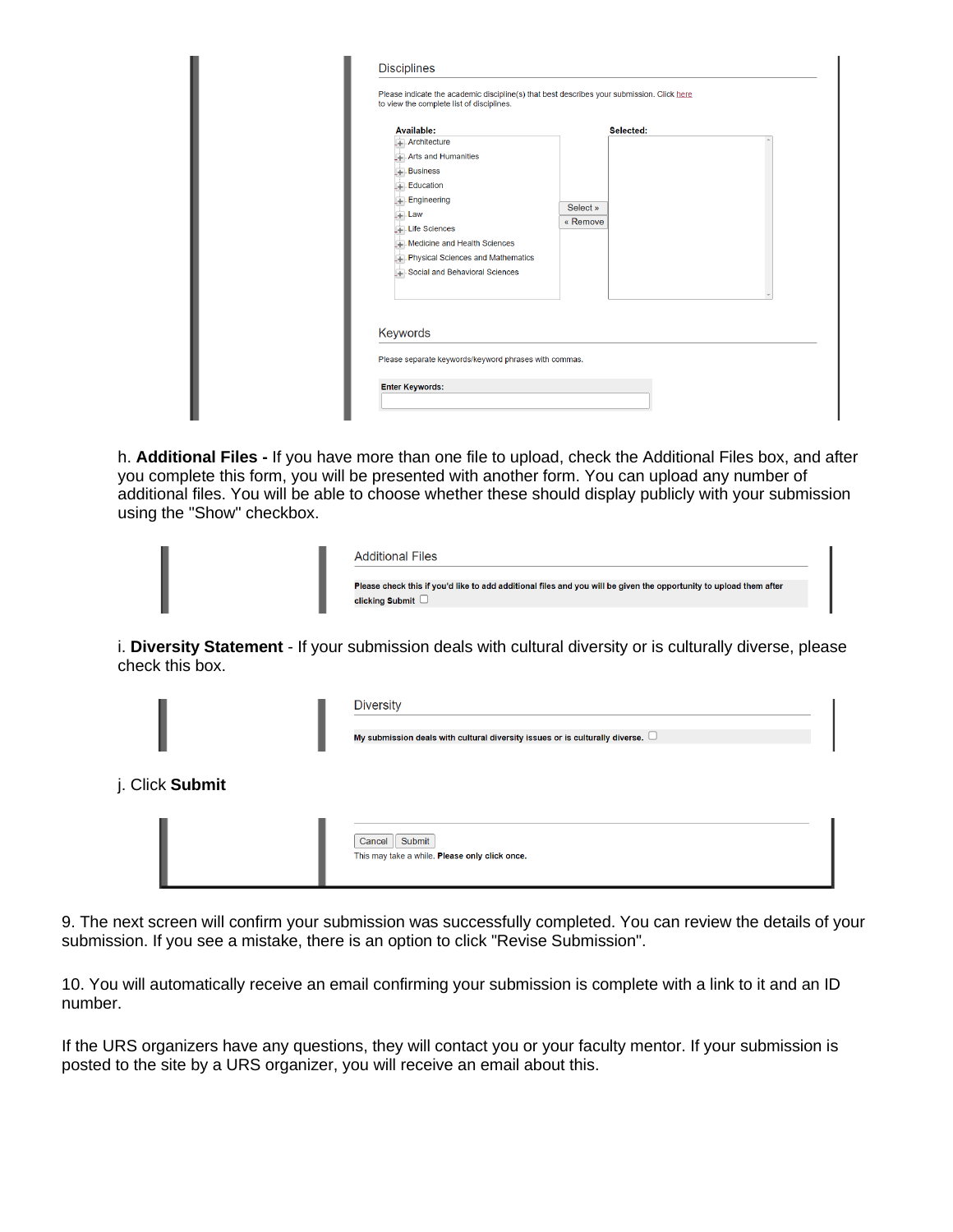Disciplines

Please indicate the academic discipline(s) that best describes your submission. Click here to view the complete list of disciplines.

**Available:**

- Architecture
- Arts and Humanities
- Business
- Education
- Engineering
- Law
- Life Sciences
- Medicine and Health Sciences
- Physical Sciences and Mathematics
- Social and Behavioral Sciences

Select »

« Remove

**Selected:**

Keywords

Please separate keywords/keyword phrases with commas.

**Enter Keywords:**

h. **Additional Files -** If you have more than one file to upload, check the Additional Files box, and after you complete this form, you will be presented with another form. You can upload any number of additional files. You will be able to choose whether these should display publicly with your submission using the "Show" checkbox.

Additional Files

**Please check this if you'd like to add additional files and you will be given the opportunity to upload them after clicking Submit** ☐

i. **Diversity Statement** - If your submission deals with cultural diversity or is culturally diverse, please check this box.

Diversity

**My submission deals with cultural diversity issues or is culturally diverse.** ☐

j. Click **Submit**

Cancel Submit

This may take a while. **Please only click once.**

9. The next screen will confirm your submission was successfully completed. You can review the details of your submission. If you see a mistake, there is an option to click "Revise Submission".

10. You will automatically receive an email confirming your submission is complete with a link to it and an ID number.

If the URS organizers have any questions, they will contact you or your faculty mentor. If your submission is posted to the site by a URS organizer, you will receive an email about this.